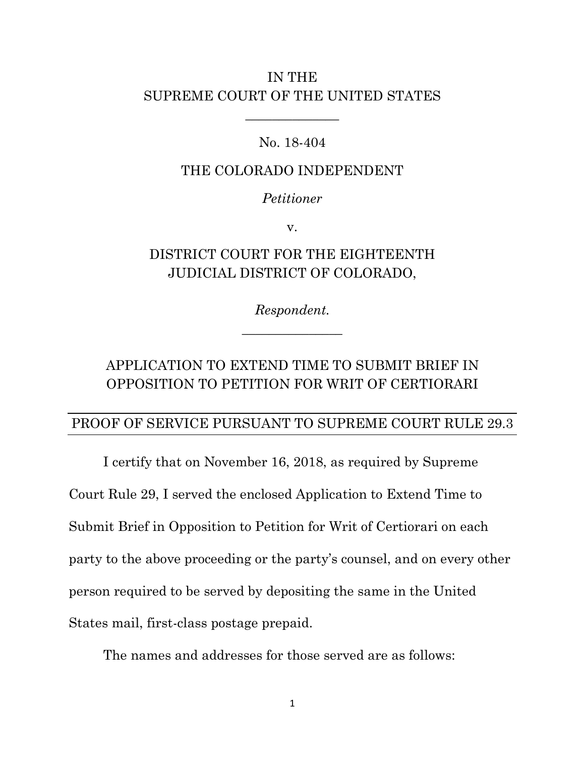IN THE
SUPREME COURT OF THE UNITED STATES

______________

No. 18-404

THE COLORADO INDEPENDENT

*Petitioner*

v.

DISTRICT COURT FOR THE EIGHTEENTH JUDICIAL DISTRICT OF COLORADO,

*Respondent.*

______________

APPLICATION TO EXTEND TIME TO SUBMIT BRIEF IN OPPOSITION TO PETITION FOR WRIT OF CERTIORARI

## PROOF OF SERVICE PURSUANT TO SUPREME COURT RULE 29.3

I certify that on November 16, 2018, as required by Supreme Court Rule 29, I served the enclosed Application to Extend Time to Submit Brief in Opposition to Petition for Writ of Certiorari on each party to the above proceeding or the party's counsel, and on every other person required to be served by depositing the same in the United States mail, first-class postage prepaid.

The names and addresses for those served are as follows: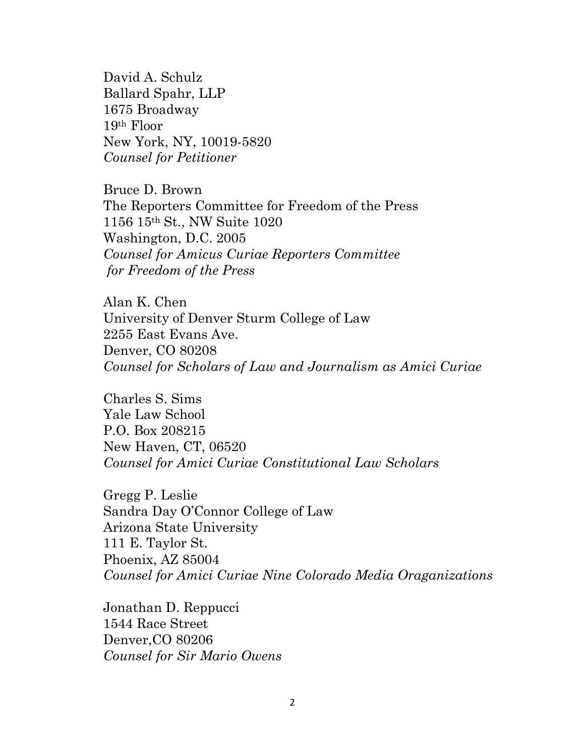David A. Schulz
Ballard Spahr, LLP
1675 Broadway
19th Floor
New York, NY, 10019-5820
*Counsel for Petitioner*

Bruce D. Brown
The Reporters Committee for Freedom of the Press
1156 15th St., NW Suite 1020
Washington, D.C. 2005
*Counsel for Amicus Curiae Reporters Committee for Freedom of the Press*

Alan K. Chen
University of Denver Sturm College of Law
2255 East Evans Ave.
Denver, CO 80208
*Counsel for Scholars of Law and Journalism as Amici Curiae*

Charles S. Sims
Yale Law School
P.O. Box 208215
New Haven, CT, 06520
*Counsel for Amici Curiae Constitutional Law Scholars*

Gregg P. Leslie
Sandra Day O'Connor College of Law
Arizona State University
111 E. Taylor St.
Phoenix, AZ 85004
*Counsel for Amici Curiae Nine Colorado Media Oraganizations*

Jonathan D. Reppucci
1544 Race Street
Denver,CO 80206
*Counsel for Sir Mario Owens*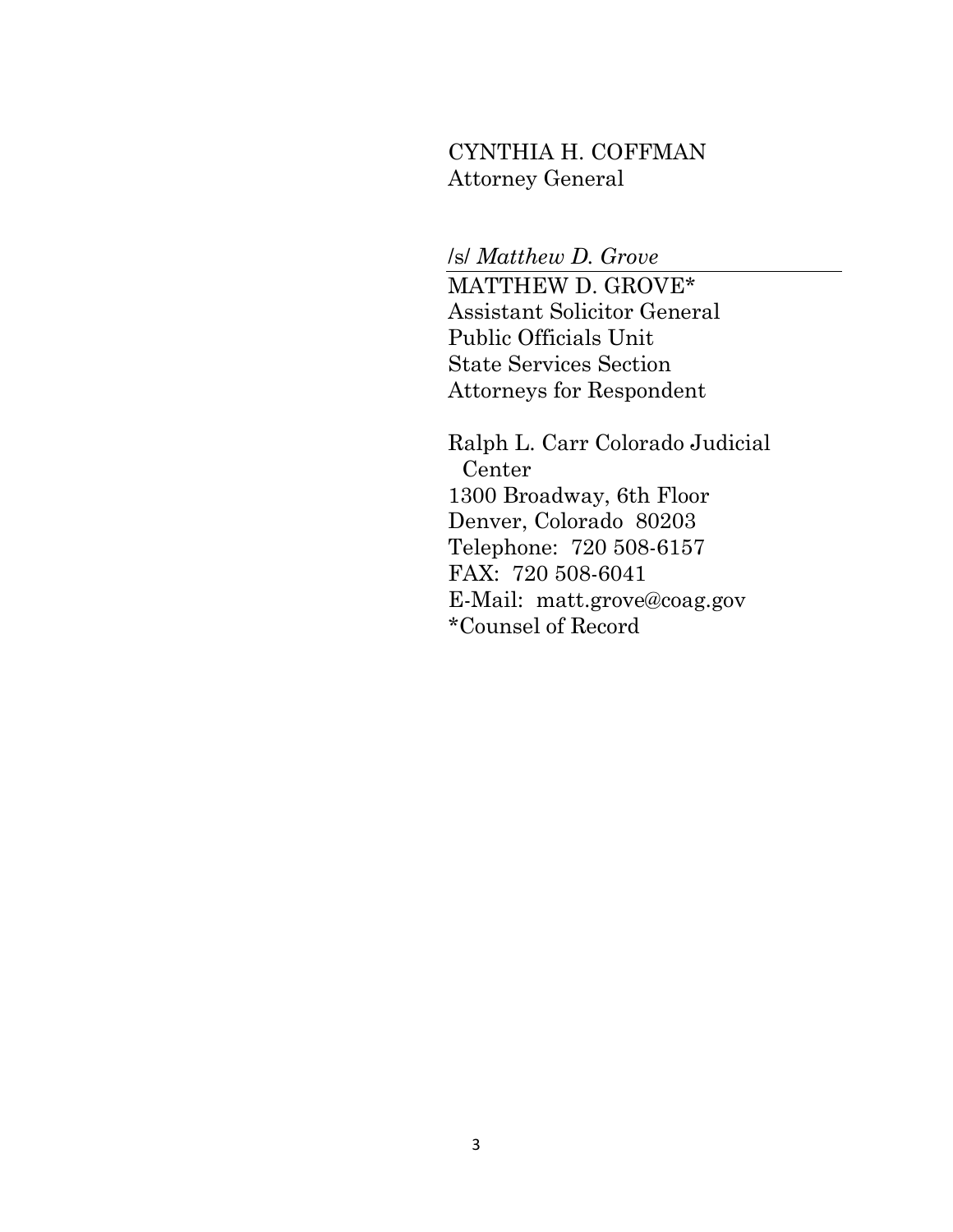CYNTHIA H. COFFMAN
Attorney General

/s/ *Matthew D. Grove*

MATTHEW D. GROVE*
Assistant Solicitor General
Public Officials Unit
State Services Section
Attorneys for Respondent

Ralph L. Carr Colorado Judicial Center
1300 Broadway, 6th Floor
Denver, Colorado 80203
Telephone: 720 508-6157
FAX: 720 508-6041
E-Mail: matt.grove@coag.gov
*Counsel of Record